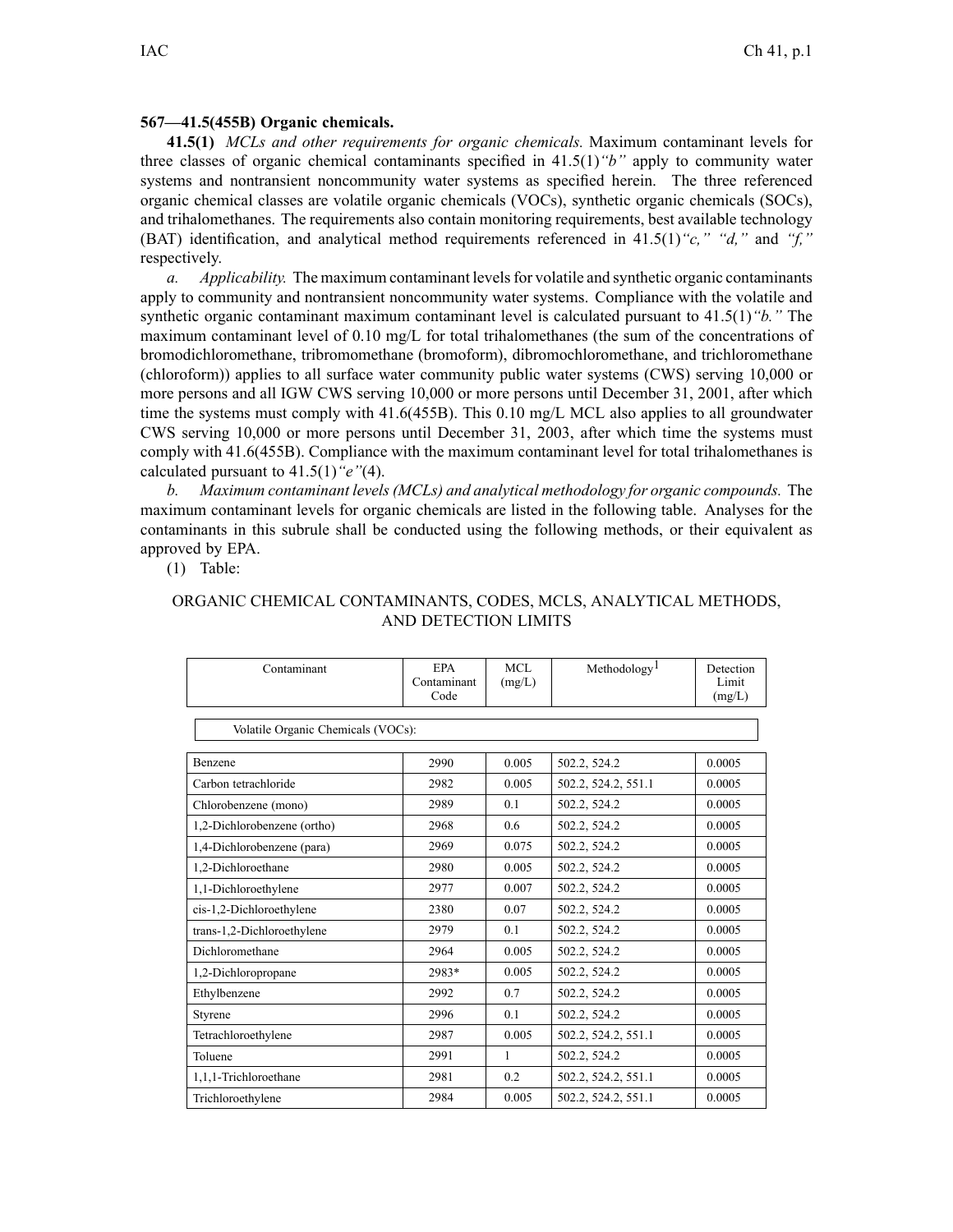**567—41.5(455B) Organic chemicals.**

**41.5(1)** *MCLs and other requirements for organic chemicals.* Maximum contaminant levels for three classes of organic chemical contaminants specified in 41.5(1)*"b"* apply to community water systems and nontransient noncommunity water systems as specified herein. The three referenced organic chemical classes are volatile organic chemicals (VOCs), synthetic organic chemicals (SOCs), and trihalomethanes. The requirements also contain monitoring requirements, best available technology (BAT) identification, and analytical method requirements referenced in 41.5(1)*"c," "d,"* and *"f,"* respectively.

*a. Applicability.* The maximum contaminant levels for volatile and synthetic organic contaminants apply to community and nontransient noncommunity water systems. Compliance with the volatile and synthetic organic contaminant maximum contaminant level is calculated pursuant to 41.5(1)*"b."* The maximum contaminant level of 0.10 mg/L for total trihalomethanes (the sum of the concentrations of bromodichloromethane, tribromomethane (bromoform), dibromochloromethane, and trichloromethane (chloroform)) applies to all surface water community public water systems (CWS) serving 10,000 or more persons and all IGW CWS serving 10,000 or more persons until December 31, 2001, after which time the systems must comply with 41.6(455B). This 0.10 mg/L MCL also applies to all groundwater CWS serving 10,000 or more persons until December 31, 2003, after which time the systems must comply with 41.6(455B). Compliance with the maximum contaminant level for total trihalomethanes is calculated pursuant to 41.5(1)*"e"*(4).

*b. Maximum contaminant levels (MCLs) and analytical methodology for organic compounds.* The maximum contaminant levels for organic chemicals are listed in the following table. Analyses for the contaminants in this subrule shall be conducted using the following methods, or their equivalent as approved by EPA.

(1) Table:

ORGANIC CHEMICAL CONTAMINANTS, CODES, MCLS, ANALYTICAL METHODS, AND DETECTION LIMITS

| Contaminant | EPA Contaminant Code | MCL (mg/L) | Methodology[1] | Detection Limit (mg/L) |
|---|---|---|---|---|
| Volatile Organic Chemicals (VOCs): | | | | |
| Benzene | 2990 | 0.005 | 502.2, 524.2 | 0.0005 |
| Carbon tetrachloride | 2982 | 0.005 | 502.2, 524.2, 551.1 | 0.0005 |
| Chlorobenzene (mono) | 2989 | 0.1 | 502.2, 524.2 | 0.0005 |
| 1,2-Dichlorobenzene (ortho) | 2968 | 0.6 | 502.2, 524.2 | 0.0005 |
| 1,4-Dichlorobenzene (para) | 2969 | 0.075 | 502.2, 524.2 | 0.0005 |
| 1,2-Dichloroethane | 2980 | 0.005 | 502.2, 524.2 | 0.0005 |
| 1,1-Dichloroethylene | 2977 | 0.007 | 502.2, 524.2 | 0.0005 |
| cis-1,2-Dichloroethylene | 2380 | 0.07 | 502.2, 524.2 | 0.0005 |
| trans-1,2-Dichloroethylene | 2979 | 0.1 | 502.2, 524.2 | 0.0005 |
| Dichloromethane | 2964 | 0.005 | 502.2, 524.2 | 0.0005 |
| 1,2-Dichloropropane | 2983* | 0.005 | 502.2, 524.2 | 0.0005 |
| Ethylbenzene | 2992 | 0.7 | 502.2, 524.2 | 0.0005 |
| Styrene | 2996 | 0.1 | 502.2, 524.2 | 0.0005 |
| Tetrachloroethylene | 2987 | 0.005 | 502.2, 524.2, 551.1 | 0.0005 |
| Toluene | 2991 | 1 | 502.2, 524.2 | 0.0005 |
| 1,1,1-Trichloroethane | 2981 | 0.2 | 502.2, 524.2, 551.1 | 0.0005 |
| Trichloroethylene | 2984 | 0.005 | 502.2, 524.2, 551.1 | 0.0005 |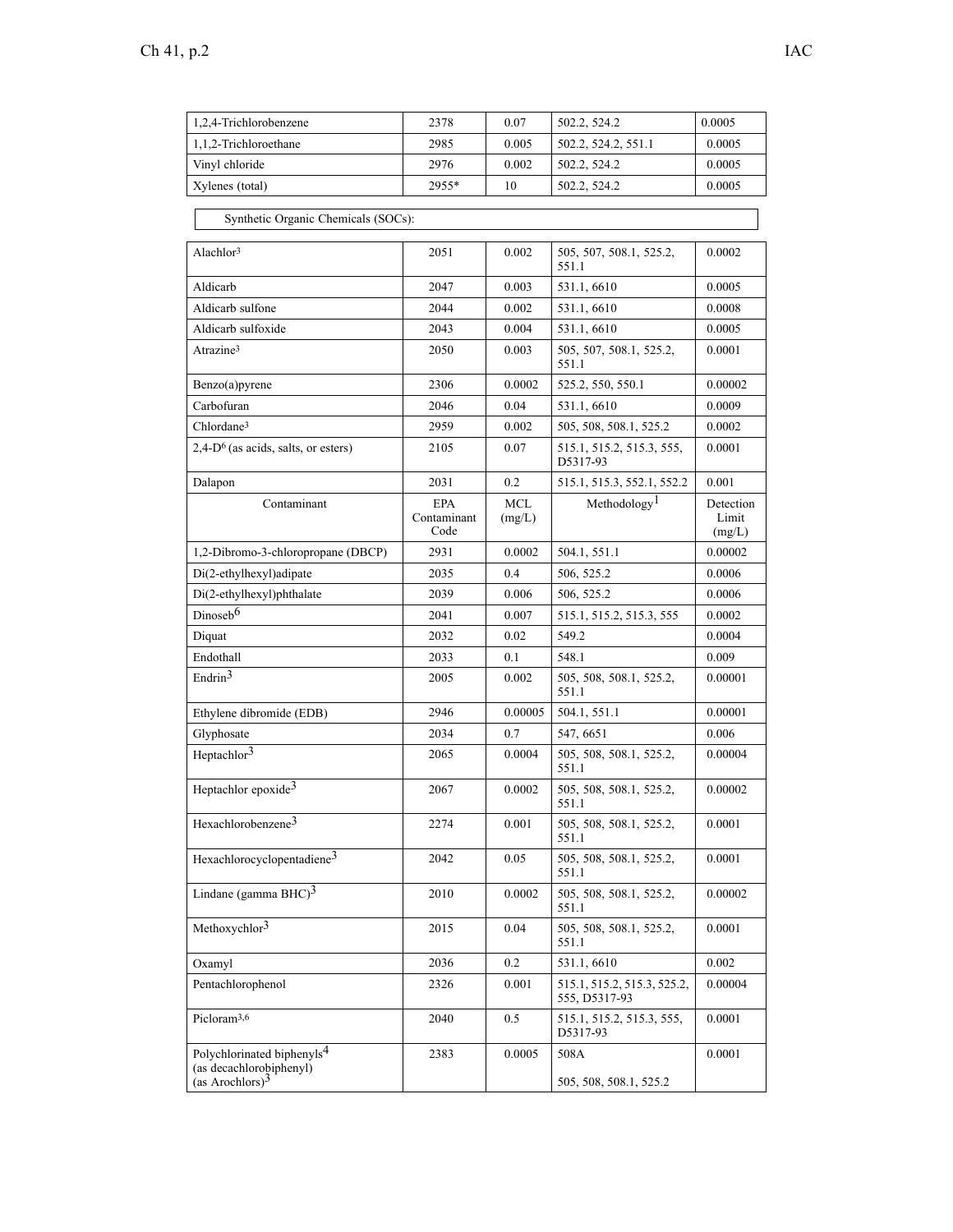| Contaminant | EPA Contaminant Code | MCL (mg/L) | Methodology[1] | Detection Limit (mg/L) |
|---|---|---|---|---|
| 1,2,4-Trichlorobenzene | 2378 | 0.07 | 502.2, 524.2 | 0.0005 |
| 1,1,2-Trichloroethane | 2985 | 0.005 | 502.2, 524.2, 551.1 | 0.0005 |
| Vinyl chloride | 2976 | 0.002 | 502.2, 524.2 | 0.0005 |
| Xylenes (total) | 2955* | 10 | 502.2, 524.2 | 0.0005 |
| Synthetic Organic Chemicals (SOCs): | | | | |
| Alachlor[3] | 2051 | 0.002 | 505, 507, 508.1, 525.2, 551.1 | 0.0002 |
| Aldicarb | 2047 | 0.003 | 531.1, 6610 | 0.0005 |
| Aldicarb sulfone | 2044 | 0.002 | 531.1, 6610 | 0.0008 |
| Aldicarb sulfoxide | 2043 | 0.004 | 531.1, 6610 | 0.0005 |
| Atrazine[3] | 2050 | 0.003 | 505, 507, 508.1, 525.2, 551.1 | 0.0001 |
| Benzo(a)pyrene | 2306 | 0.0002 | 525.2, 550, 550.1 | 0.00002 |
| Carbofuran | 2046 | 0.04 | 531.1, 6610 | 0.0009 |
| Chlordane[3] | 2959 | 0.002 | 505, 508, 508.1, 525.2 | 0.0002 |
| 2,4-D[6] (as acids, salts, or esters) | 2105 | 0.07 | 515.1, 515.2, 515.3, 555, D5317-93 | 0.0001 |
| Dalapon | 2031 | 0.2 | 515.1, 515.3, 552.1, 552.2 | 0.001 |
| 1,2-Dibromo-3-chloropropane (DBCP) | 2931 | 0.0002 | 504.1, 551.1 | 0.00002 |
| Di(2-ethylhexyl)adipate | 2035 | 0.4 | 506, 525.2 | 0.0006 |
| Di(2-ethylhexyl)phthalate | 2039 | 0.006 | 506, 525.2 | 0.0006 |
| Dinoseb[6] | 2041 | 0.007 | 515.1, 515.2, 515.3, 555 | 0.0002 |
| Diquat | 2032 | 0.02 | 549.2 | 0.0004 |
| Endothall | 2033 | 0.1 | 548.1 | 0.009 |
| Endrin[3] | 2005 | 0.002 | 505, 508, 508.1, 525.2, 551.1 | 0.00001 |
| Ethylene dibromide (EDB) | 2946 | 0.00005 | 504.1, 551.1 | 0.00001 |
| Glyphosate | 2034 | 0.7 | 547, 6651 | 0.006 |
| Heptachlor[3] | 2065 | 0.0004 | 505, 508, 508.1, 525.2, 551.1 | 0.00004 |
| Heptachlor epoxide[3] | 2067 | 0.0002 | 505, 508, 508.1, 525.2, 551.1 | 0.00002 |
| Hexachlorobenzene[3] | 2274 | 0.001 | 505, 508, 508.1, 525.2, 551.1 | 0.0001 |
| Hexachlorocyclopentadiene[3] | 2042 | 0.05 | 505, 508, 508.1, 525.2, 551.1 | 0.0001 |
| Lindane (gamma BHC)[3] | 2010 | 0.0002 | 505, 508, 508.1, 525.2, 551.1 | 0.00002 |
| Methoxychlor[3] | 2015 | 0.04 | 505, 508, 508.1, 525.2, 551.1 | 0.0001 |
| Oxamyl | 2036 | 0.2 | 531.1, 6610 | 0.002 |
| Pentachlorophenol | 2326 | 0.001 | 515.1, 515.2, 515.3, 525.2, 555, D5317-93 | 0.00004 |
| Picloram[3,6] | 2040 | 0.5 | 515.1, 515.2, 515.3, 555, D5317-93 | 0.0001 |
| Polychlorinated biphenyls[4] (as decachlorobiphenyl) (as Arochlors)[3] | 2383 | 0.0005 | 508A<br>505, 508, 508.1, 525.2 | 0.0001 |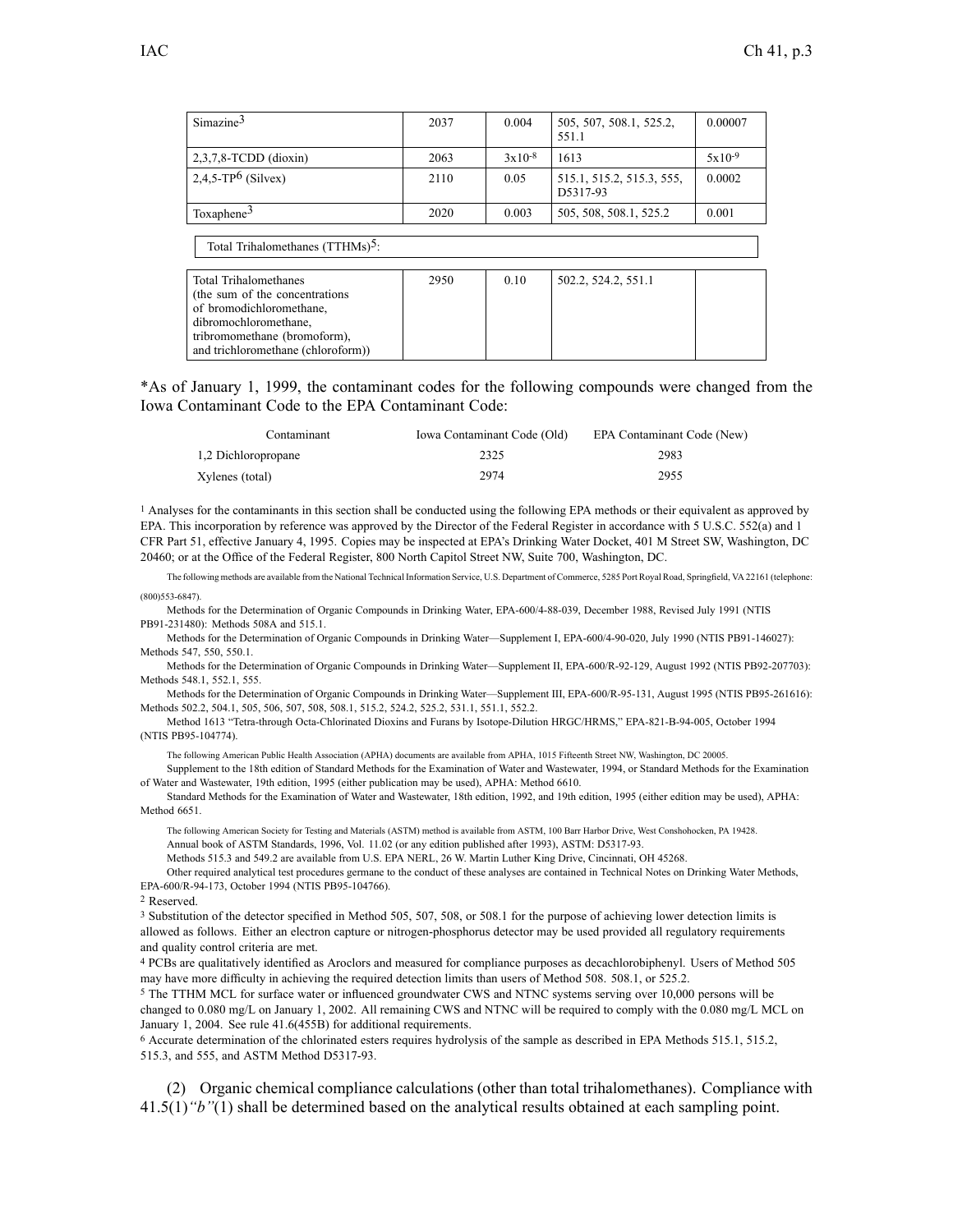| | | | | |
|---|---|---|---|---|
| Simazine[3] | 2037 | 0.004 | 505, 507, 508.1, 525.2, 551.1 | 0.00007 |
| 2,3,7,8-TCDD (dioxin) | 2063 | $3x10^{-8}$ | 1613 | $5x10^{-9}$ |
| 2,4,5-TP[6] (Silvex) | 2110 | 0.05 | 515.1, 515.2, 515.3, 555, D5317-93 | 0.0002 |
| Toxaphene[3] | 2020 | 0.003 | 505, 508, 508.1, 525.2 | 0.001 |
| Total Trihalomethanes (TTHMs)[5]: | | | | |
| Total Trihalomethanes (the sum of the concentrations of bromodichloromethane, dibromochloromethane, tribromomethane (bromoform), and trichloromethane (chloroform)) | 2950 | 0.10 | 502.2, 524.2, 551.1 | |

*As of January 1, 1999, the contaminant codes for the following compounds were changed from the Iowa Contaminant Code to the EPA Contaminant Code:

| Contaminant | Iowa Contaminant Code (Old) | EPA Contaminant Code (New) |
|---|---|---|
| 1,2 Dichloropropane | 2325 | 2983 |
| Xylenes (total) | 2974 | 2955 |

[1] Analyses for the contaminants in this section shall be conducted using the following EPA methods or their equivalent as approved by EPA. This incorporation by reference was approved by the Director of the Federal Register in accordance with 5 U.S.C. 552(a) and 1 CFR Part 51, effective January 4, 1995. Copies may be inspected at EPA's Drinking Water Docket, 401 M Street SW, Washington, DC 20460; or at the Office of the Federal Register, 800 North Capitol Street NW, Suite 700, Washington, DC.

The following methods are available from the National Technical Information Service, U.S. Department of Commerce, 5285 Port Royal Road, Springfield, VA 22161 (telephone: (800)553-6847).

Methods for the Determination of Organic Compounds in Drinking Water, EPA-600/4-88-039, December 1988, Revised July 1991 (NTIS PB91-231480): Methods 508A and 515.1.

Methods for the Determination of Organic Compounds in Drinking Water—Supplement I, EPA-600/4-90-020, July 1990 (NTIS PB91-146027): Methods 547, 550, 550.1.

Methods for the Determination of Organic Compounds in Drinking Water—Supplement II, EPA-600/R-92-129, August 1992 (NTIS PB92-207703): Methods 548.1, 552.1, 555.

Methods for the Determination of Organic Compounds in Drinking Water—Supplement III, EPA-600/R-95-131, August 1995 (NTIS PB95-261616): Methods 502.2, 504.1, 505, 506, 507, 508, 508.1, 515.2, 524.2, 525.2, 531.1, 551.1, 552.2.

Method 1613 "Tetra-through Octa-Chlorinated Dioxins and Furans by Isotope-Dilution HRGC/HRMS," EPA-821-B-94-005, October 1994 (NTIS PB95-104774).

The following American Public Health Association (APHA) documents are available from APHA, 1015 Fifteenth Street NW, Washington, DC 20005.

Supplement to the 18th edition of Standard Methods for the Examination of Water and Wastewater, 1994, or Standard Methods for the Examination of Water and Wastewater, 19th edition, 1995 (either publication may be used), APHA: Method 6610.

Standard Methods for the Examination of Water and Wastewater, 18th edition, 1992, and 19th edition, 1995 (either edition may be used), APHA: Method 6651.

The following American Society for Testing and Materials (ASTM) method is available from ASTM, 100 Barr Harbor Drive, West Conshohocken, PA 19428.

Annual book of ASTM Standards, 1996, Vol. 11.02 (or any edition published after 1993), ASTM: D5317-93.

Methods 515.3 and 549.2 are available from U.S. EPA NERL, 26 W. Martin Luther King Drive, Cincinnati, OH 45268.

Other required analytical test procedures germane to the conduct of these analyses are contained in Technical Notes on Drinking Water Methods, EPA-600/R-94-173, October 1994 (NTIS PB95-104766).

[2] Reserved.

[3] Substitution of the detector specified in Method 505, 507, 508, or 508.1 for the purpose of achieving lower detection limits is allowed as follows. Either an electron capture or nitrogen-phosphorus detector may be used provided all regulatory requirements and quality control criteria are met.

[4] PCBs are qualitatively identified as Aroclors and measured for compliance purposes as decachlorobiphenyl. Users of Method 505 may have more difficulty in achieving the required detection limits than users of Method 508. 508.1, or 525.2.

[5] The TTHM MCL for surface water or influenced groundwater CWS and NTNC systems serving over 10,000 persons will be changed to 0.080 mg/L on January 1, 2002. All remaining CWS and NTNC will be required to comply with the 0.080 mg/L MCL on January 1, 2004. See rule 41.6(455B) for additional requirements.

[6] Accurate determination of the chlorinated esters requires hydrolysis of the sample as described in EPA Methods 515.1, 515.2, 515.3, and 555, and ASTM Method D5317-93.

(2) Organic chemical compliance calculations (other than total trihalomethanes). Compliance with 41.5(1)*"b"*(1) shall be determined based on the analytical results obtained at each sampling point.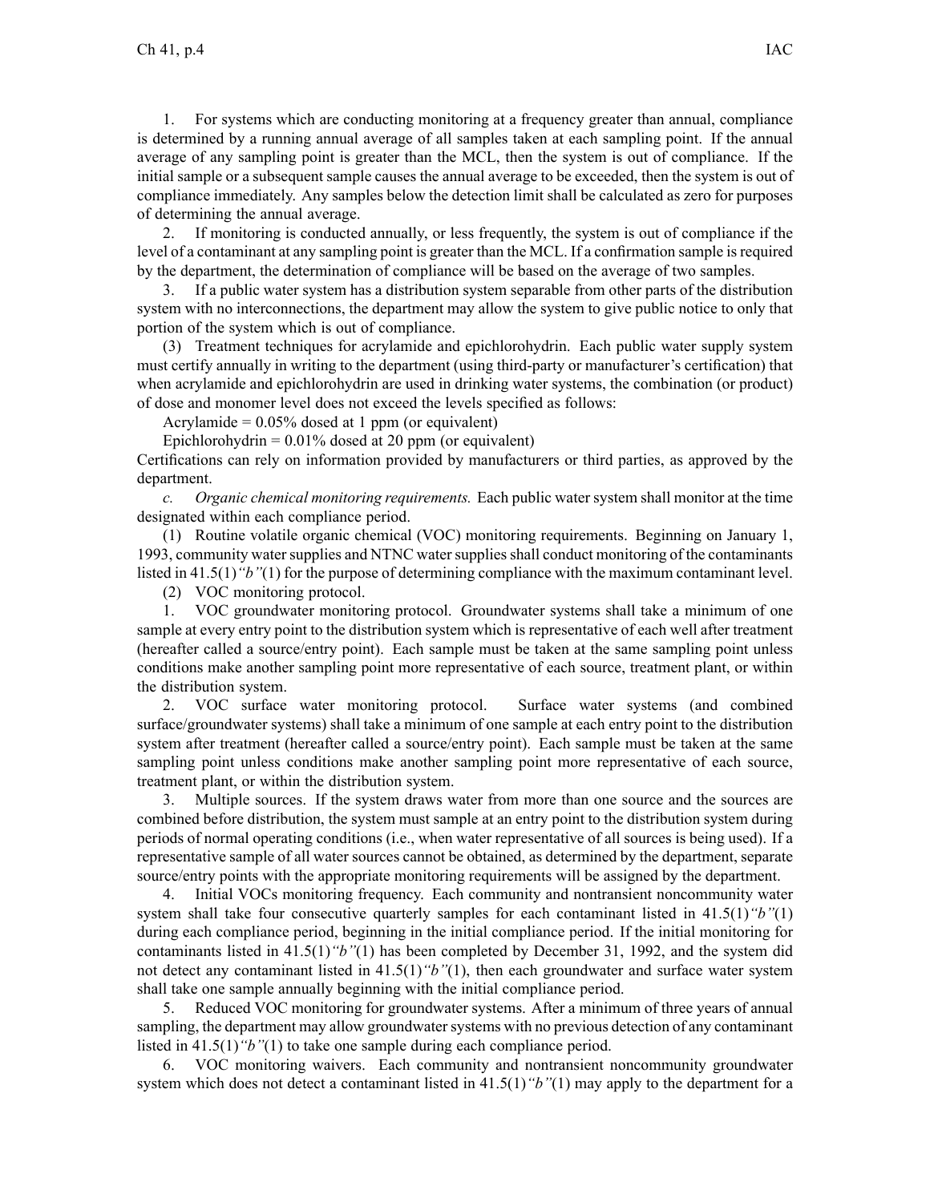1. For systems which are conducting monitoring at a frequency greater than annual, compliance is determined by a running annual average of all samples taken at each sampling point. If the annual average of any sampling point is greater than the MCL, then the system is out of compliance. If the initial sample or a subsequent sample causes the annual average to be exceeded, then the system is out of compliance immediately. Any samples below the detection limit shall be calculated as zero for purposes of determining the annual average.

2. If monitoring is conducted annually, or less frequently, the system is out of compliance if the level of a contaminant at any sampling point is greater than the MCL. If a confirmation sample is required by the department, the determination of compliance will be based on the average of two samples.

3. If a public water system has a distribution system separable from other parts of the distribution system with no interconnections, the department may allow the system to give public notice to only that portion of the system which is out of compliance.

(3) Treatment techniques for acrylamide and epichlorohydrin. Each public water supply system must certify annually in writing to the department (using third-party or manufacturer's certification) that when acrylamide and epichlorohydrin are used in drinking water systems, the combination (or product) of dose and monomer level does not exceed the levels specified as follows:

Acrylamide = 0.05% dosed at 1 ppm (or equivalent)

Epichlorohydrin = 0.01% dosed at 20 ppm (or equivalent)

Certifications can rely on information provided by manufacturers or third parties, as approved by the department.

*c. Organic chemical monitoring requirements.* Each public water system shall monitor at the time designated within each compliance period.

(1) Routine volatile organic chemical (VOC) monitoring requirements. Beginning on January 1, 1993, community water supplies and NTNC water supplies shall conduct monitoring of the contaminants listed in 41.5(1)*"b"*(1) for the purpose of determining compliance with the maximum contaminant level.

(2) VOC monitoring protocol.

1. VOC groundwater monitoring protocol. Groundwater systems shall take a minimum of one sample at every entry point to the distribution system which is representative of each well after treatment (hereafter called a source/entry point). Each sample must be taken at the same sampling point unless conditions make another sampling point more representative of each source, treatment plant, or within the distribution system.

2. VOC surface water monitoring protocol. Surface water systems (and combined surface/groundwater systems) shall take a minimum of one sample at each entry point to the distribution system after treatment (hereafter called a source/entry point). Each sample must be taken at the same sampling point unless conditions make another sampling point more representative of each source, treatment plant, or within the distribution system.

3. Multiple sources. If the system draws water from more than one source and the sources are combined before distribution, the system must sample at an entry point to the distribution system during periods of normal operating conditions (i.e., when water representative of all sources is being used). If a representative sample of all water sources cannot be obtained, as determined by the department, separate source/entry points with the appropriate monitoring requirements will be assigned by the department.

4. Initial VOCs monitoring frequency. Each community and nontransient noncommunity water system shall take four consecutive quarterly samples for each contaminant listed in 41.5(1)*"b"*(1) during each compliance period, beginning in the initial compliance period. If the initial monitoring for contaminants listed in 41.5(1)*"b"*(1) has been completed by December 31, 1992, and the system did not detect any contaminant listed in 41.5(1)*"b"*(1), then each groundwater and surface water system shall take one sample annually beginning with the initial compliance period.

5. Reduced VOC monitoring for groundwater systems. After a minimum of three years of annual sampling, the department may allow groundwater systems with no previous detection of any contaminant listed in 41.5(1)*"b"*(1) to take one sample during each compliance period.

6. VOC monitoring waivers. Each community and nontransient noncommunity groundwater system which does not detect a contaminant listed in 41.5(1)*"b"*(1) may apply to the department for a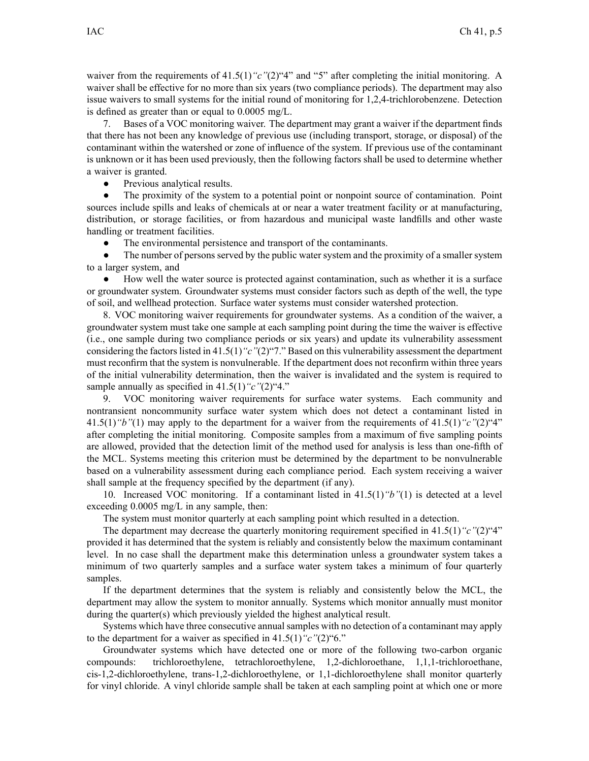waiver from the requirements of 41.5(1)*"c"*(2)"4" and "5" after completing the initial monitoring. A waiver shall be effective for no more than six years (two compliance periods). The department may also issue waivers to small systems for the initial round of monitoring for 1,2,4-trichlorobenzene. Detection is defined as greater than or equal to 0.0005 mg/L.

7. Bases of a VOC monitoring waiver. The department may grant a waiver if the department finds that there has not been any knowledge of previous use (including transport, storage, or disposal) of the contaminant within the watershed or zone of influence of the system. If previous use of the contaminant is unknown or it has been used previously, then the following factors shall be used to determine whether a waiver is granted.

- Previous analytical results.
- The proximity of the system to a potential point or nonpoint source of contamination. Point sources include spills and leaks of chemicals at or near a water treatment facility or at manufacturing, distribution, or storage facilities, or from hazardous and municipal waste landfills and other waste handling or treatment facilities.
- The environmental persistence and transport of the contaminants.
- The number of persons served by the public water system and the proximity of a smaller system to a larger system, and
- How well the water source is protected against contamination, such as whether it is a surface or groundwater system. Groundwater systems must consider factors such as depth of the well, the type of soil, and wellhead protection. Surface water systems must consider watershed protection.

8. VOC monitoring waiver requirements for groundwater systems. As a condition of the waiver, a groundwater system must take one sample at each sampling point during the time the waiver is effective (i.e., one sample during two compliance periods or six years) and update its vulnerability assessment considering the factors listed in 41.5(1)*"c"*(2)"7." Based on this vulnerability assessment the department must reconfirm that the system is nonvulnerable. If the department does not reconfirm within three years of the initial vulnerability determination, then the waiver is invalidated and the system is required to sample annually as specified in 41.5(1)*"c"*(2)"4."

9. VOC monitoring waiver requirements for surface water systems. Each community and nontransient noncommunity surface water system which does not detect a contaminant listed in 41.5(1)*"b"*(1) may apply to the department for a waiver from the requirements of 41.5(1)*"c"*(2)"4" after completing the initial monitoring. Composite samples from a maximum of five sampling points are allowed, provided that the detection limit of the method used for analysis is less than one-fifth of the MCL. Systems meeting this criterion must be determined by the department to be nonvulnerable based on a vulnerability assessment during each compliance period. Each system receiving a waiver shall sample at the frequency specified by the department (if any).

10. Increased VOC monitoring. If a contaminant listed in 41.5(1)*"b"*(1) is detected at a level exceeding 0.0005 mg/L in any sample, then:

The system must monitor quarterly at each sampling point which resulted in a detection.

The department may decrease the quarterly monitoring requirement specified in 41.5(1)*"c"*(2)"4" provided it has determined that the system is reliably and consistently below the maximum contaminant level. In no case shall the department make this determination unless a groundwater system takes a minimum of two quarterly samples and a surface water system takes a minimum of four quarterly samples.

If the department determines that the system is reliably and consistently below the MCL, the department may allow the system to monitor annually. Systems which monitor annually must monitor during the quarter(s) which previously yielded the highest analytical result.

Systems which have three consecutive annual samples with no detection of a contaminant may apply to the department for a waiver as specified in 41.5(1)*"c"*(2)"6."

Groundwater systems which have detected one or more of the following two-carbon organic compounds: trichloroethylene, tetrachloroethylene, 1,2-dichloroethane, 1,1,1-trichloroethane, cis-1,2-dichloroethylene, trans-1,2-dichloroethylene, or 1,1-dichloroethylene shall monitor quarterly for vinyl chloride. A vinyl chloride sample shall be taken at each sampling point at which one or more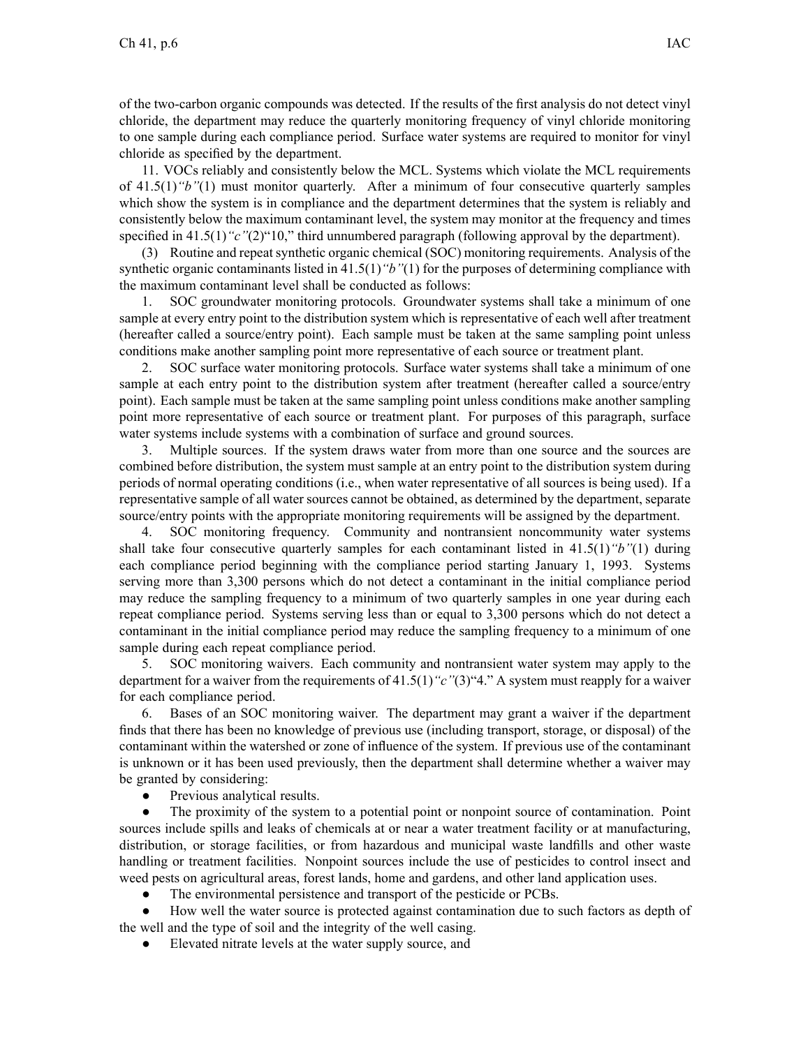of the two-carbon organic compounds was detected. If the results of the first analysis do not detect vinyl chloride, the department may reduce the quarterly monitoring frequency of vinyl chloride monitoring to one sample during each compliance period. Surface water systems are required to monitor for vinyl chloride as specified by the department.

11. VOCs reliably and consistently below the MCL. Systems which violate the MCL requirements of 41.5(1)*"b"*(1) must monitor quarterly. After a minimum of four consecutive quarterly samples which show the system is in compliance and the department determines that the system is reliably and consistently below the maximum contaminant level, the system may monitor at the frequency and times specified in 41.5(1)*"c"*(2)"10," third unnumbered paragraph (following approval by the department).

(3) Routine and repeat synthetic organic chemical (SOC) monitoring requirements. Analysis of the synthetic organic contaminants listed in 41.5(1)*"b"*(1) for the purposes of determining compliance with the maximum contaminant level shall be conducted as follows:

1. SOC groundwater monitoring protocols. Groundwater systems shall take a minimum of one sample at every entry point to the distribution system which is representative of each well after treatment (hereafter called a source/entry point). Each sample must be taken at the same sampling point unless conditions make another sampling point more representative of each source or treatment plant.

2. SOC surface water monitoring protocols. Surface water systems shall take a minimum of one sample at each entry point to the distribution system after treatment (hereafter called a source/entry point). Each sample must be taken at the same sampling point unless conditions make another sampling point more representative of each source or treatment plant. For purposes of this paragraph, surface water systems include systems with a combination of surface and ground sources.

3. Multiple sources. If the system draws water from more than one source and the sources are combined before distribution, the system must sample at an entry point to the distribution system during periods of normal operating conditions (i.e., when water representative of all sources is being used). If a representative sample of all water sources cannot be obtained, as determined by the department, separate source/entry points with the appropriate monitoring requirements will be assigned by the department.

4. SOC monitoring frequency. Community and nontransient noncommunity water systems shall take four consecutive quarterly samples for each contaminant listed in 41.5(1)*"b"*(1) during each compliance period beginning with the compliance period starting January 1, 1993. Systems serving more than 3,300 persons which do not detect a contaminant in the initial compliance period may reduce the sampling frequency to a minimum of two quarterly samples in one year during each repeat compliance period. Systems serving less than or equal to 3,300 persons which do not detect a contaminant in the initial compliance period may reduce the sampling frequency to a minimum of one sample during each repeat compliance period.

5. SOC monitoring waivers. Each community and nontransient water system may apply to the department for a waiver from the requirements of 41.5(1)*"c"*(3)"4." A system must reapply for a waiver for each compliance period.

6. Bases of an SOC monitoring waiver. The department may grant a waiver if the department finds that there has been no knowledge of previous use (including transport, storage, or disposal) of the contaminant within the watershed or zone of influence of the system. If previous use of the contaminant is unknown or it has been used previously, then the department shall determine whether a waiver may be granted by considering:

- Previous analytical results.
- The proximity of the system to a potential point or nonpoint source of contamination. Point sources include spills and leaks of chemicals at or near a water treatment facility or at manufacturing, distribution, or storage facilities, or from hazardous and municipal waste landfills and other waste handling or treatment facilities. Nonpoint sources include the use of pesticides to control insect and weed pests on agricultural areas, forest lands, home and gardens, and other land application uses.
- The environmental persistence and transport of the pesticide or PCBs.
- How well the water source is protected against contamination due to such factors as depth of the well and the type of soil and the integrity of the well casing.
- Elevated nitrate levels at the water supply source, and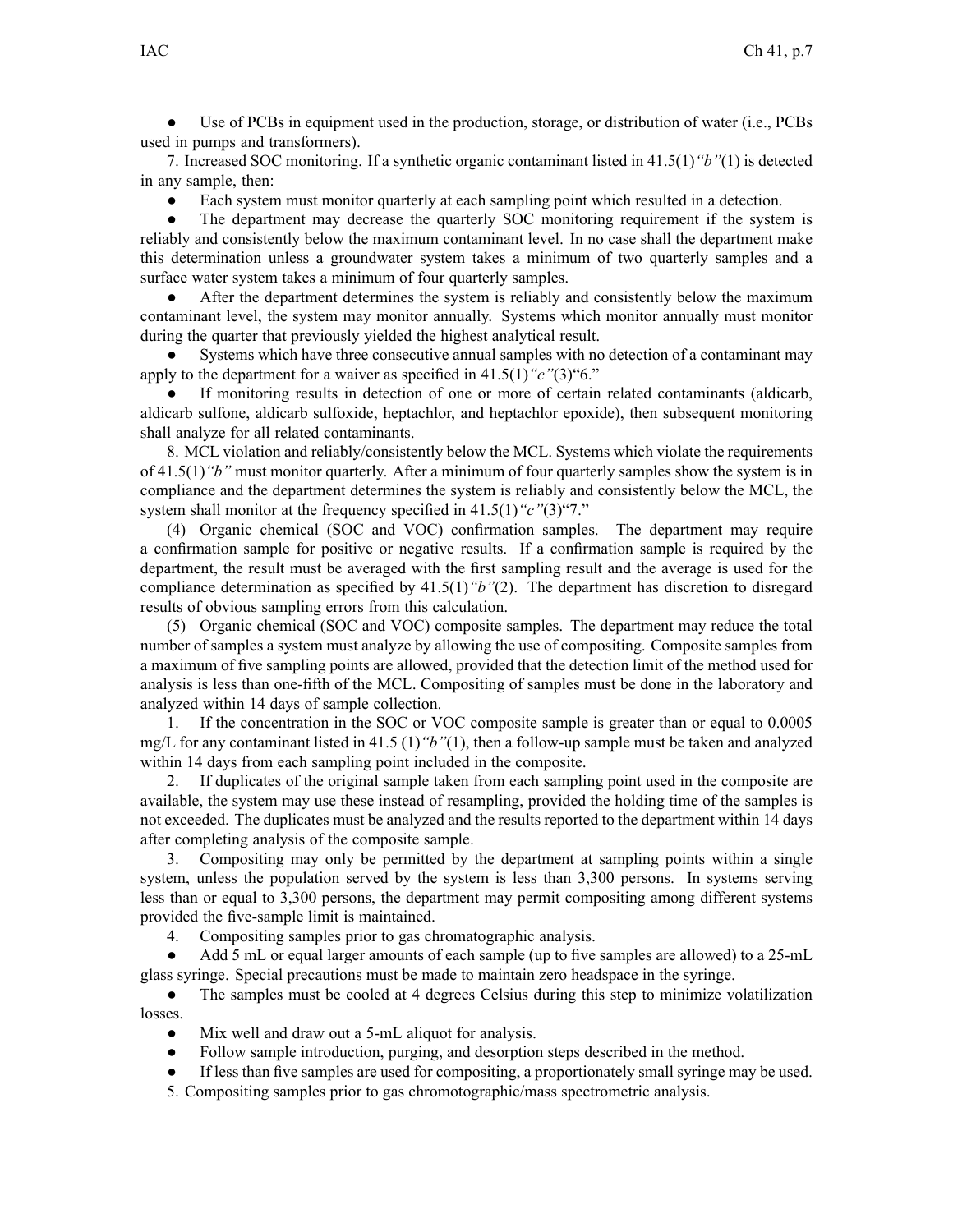- Use of PCBs in equipment used in the production, storage, or distribution of water (i.e., PCBs used in pumps and transformers).

7. Increased SOC monitoring. If a synthetic organic contaminant listed in 41.5(1)*"b"*(1) is detected in any sample, then:

- Each system must monitor quarterly at each sampling point which resulted in a detection.
- The department may decrease the quarterly SOC monitoring requirement if the system is reliably and consistently below the maximum contaminant level. In no case shall the department make this determination unless a groundwater system takes a minimum of two quarterly samples and a surface water system takes a minimum of four quarterly samples.
- After the department determines the system is reliably and consistently below the maximum contaminant level, the system may monitor annually. Systems which monitor annually must monitor during the quarter that previously yielded the highest analytical result.
- Systems which have three consecutive annual samples with no detection of a contaminant may apply to the department for a waiver as specified in 41.5(1)*"c"*(3)"6."
- If monitoring results in detection of one or more of certain related contaminants (aldicarb, aldicarb sulfone, aldicarb sulfoxide, heptachlor, and heptachlor epoxide), then subsequent monitoring shall analyze for all related contaminants.

8. MCL violation and reliably/consistently below the MCL. Systems which violate the requirements of 41.5(1)*"b"* must monitor quarterly. After a minimum of four quarterly samples show the system is in compliance and the department determines the system is reliably and consistently below the MCL, the system shall monitor at the frequency specified in 41.5(1)*"c"*(3)"7."

(4) Organic chemical (SOC and VOC) confirmation samples. The department may require a confirmation sample for positive or negative results. If a confirmation sample is required by the department, the result must be averaged with the first sampling result and the average is used for the compliance determination as specified by 41.5(1)*"b"*(2). The department has discretion to disregard results of obvious sampling errors from this calculation.

(5) Organic chemical (SOC and VOC) composite samples. The department may reduce the total number of samples a system must analyze by allowing the use of compositing. Composite samples from a maximum of five sampling points are allowed, provided that the detection limit of the method used for analysis is less than one-fifth of the MCL. Compositing of samples must be done in the laboratory and analyzed within 14 days of sample collection.

1. If the concentration in the SOC or VOC composite sample is greater than or equal to 0.0005 mg/L for any contaminant listed in 41.5 (1)*"b"*(1), then a follow-up sample must be taken and analyzed within 14 days from each sampling point included in the composite.

2. If duplicates of the original sample taken from each sampling point used in the composite are available, the system may use these instead of resampling, provided the holding time of the samples is not exceeded. The duplicates must be analyzed and the results reported to the department within 14 days after completing analysis of the composite sample.

3. Compositing may only be permitted by the department at sampling points within a single system, unless the population served by the system is less than 3,300 persons. In systems serving less than or equal to 3,300 persons, the department may permit compositing among different systems provided the five-sample limit is maintained.

4. Compositing samples prior to gas chromatographic analysis.

- Add 5 mL or equal larger amounts of each sample (up to five samples are allowed) to a 25-mL glass syringe. Special precautions must be made to maintain zero headspace in the syringe.
- The samples must be cooled at 4 degrees Celsius during this step to minimize volatilization losses.
- Mix well and draw out a 5-mL aliquot for analysis.
- Follow sample introduction, purging, and desorption steps described in the method.
- If less than five samples are used for compositing, a proportionately small syringe may be used.

5. Compositing samples prior to gas chromotographic/mass spectrometric analysis.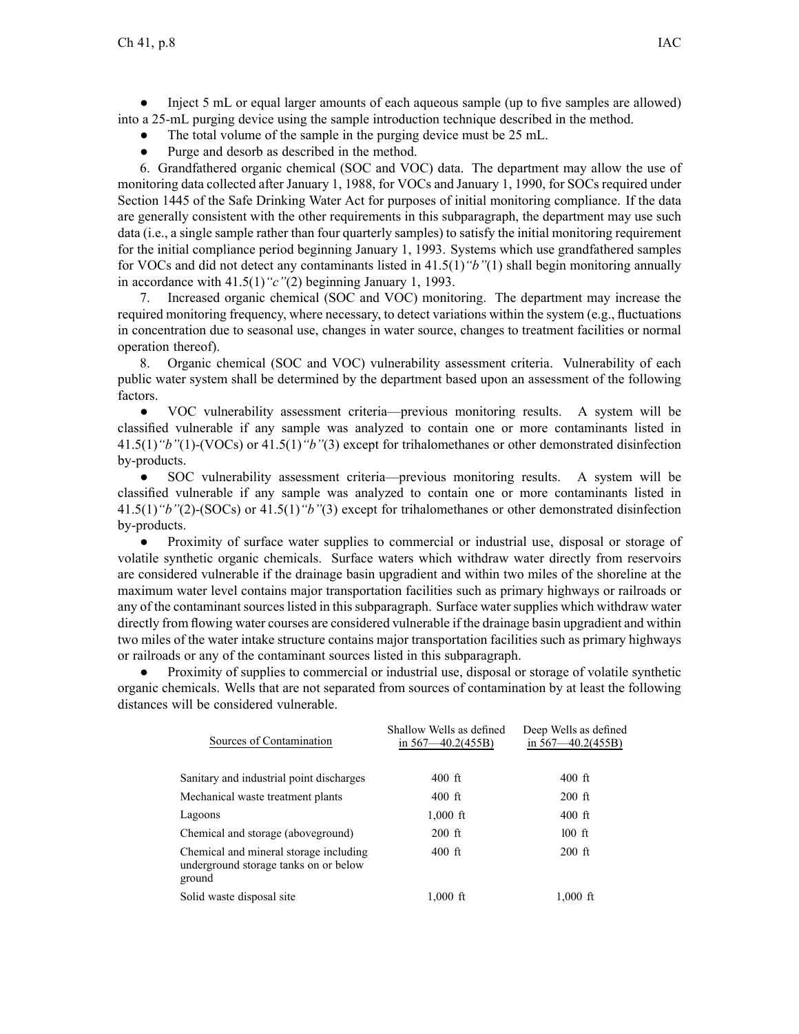- Inject 5 mL or equal larger amounts of each aqueous sample (up to five samples are allowed) into a 25-mL purging device using the sample introduction technique described in the method.
- The total volume of the sample in the purging device must be 25 mL.
- Purge and desorb as described in the method.

6. Grandfathered organic chemical (SOC and VOC) data. The department may allow the use of monitoring data collected after January 1, 1988, for VOCs and January 1, 1990, for SOCs required under Section 1445 of the Safe Drinking Water Act for purposes of initial monitoring compliance. If the data are generally consistent with the other requirements in this subparagraph, the department may use such data (i.e., a single sample rather than four quarterly samples) to satisfy the initial monitoring requirement for the initial compliance period beginning January 1, 1993. Systems which use grandfathered samples for VOCs and did not detect any contaminants listed in 41.5(1)*"b"*(1) shall begin monitoring annually in accordance with 41.5(1)*"c"*(2) beginning January 1, 1993.

7. Increased organic chemical (SOC and VOC) monitoring. The department may increase the required monitoring frequency, where necessary, to detect variations within the system (e.g., fluctuations in concentration due to seasonal use, changes in water source, changes to treatment facilities or normal operation thereof).

8. Organic chemical (SOC and VOC) vulnerability assessment criteria. Vulnerability of each public water system shall be determined by the department based upon an assessment of the following factors.

- VOC vulnerability assessment criteria—previous monitoring results. A system will be classified vulnerable if any sample was analyzed to contain one or more contaminants listed in 41.5(1)*"b"*(1)-(VOCs) or 41.5(1)*"b"*(3) except for trihalomethanes or other demonstrated disinfection by-products.
- SOC vulnerability assessment criteria—previous monitoring results. A system will be classified vulnerable if any sample was analyzed to contain one or more contaminants listed in 41.5(1)*"b"*(2)-(SOCs) or 41.5(1)*"b"*(3) except for trihalomethanes or other demonstrated disinfection by-products.
- Proximity of surface water supplies to commercial or industrial use, disposal or storage of volatile synthetic organic chemicals. Surface waters which withdraw water directly from reservoirs are considered vulnerable if the drainage basin upgradient and within two miles of the shoreline at the maximum water level contains major transportation facilities such as primary highways or railroads or any of the contaminant sources listed in this subparagraph. Surface water supplies which withdraw water directly from flowing water courses are considered vulnerable if the drainage basin upgradient and within two miles of the water intake structure contains major transportation facilities such as primary highways or railroads or any of the contaminant sources listed in this subparagraph.
- Proximity of supplies to commercial or industrial use, disposal or storage of volatile synthetic organic chemicals. Wells that are not separated from sources of contamination by at least the following distances will be considered vulnerable.

| Sources of Contamination | Shallow Wells as defined in 567—40.2(455B) | Deep Wells as defined in 567—40.2(455B) |
|---|---|---|
| Sanitary and industrial point discharges | 400 ft | 400 ft |
| Mechanical waste treatment plants | 400 ft | 200 ft |
| Lagoons | 1,000 ft | 400 ft |
| Chemical and storage (aboveground) | 200 ft | 100 ft |
| Chemical and mineral storage including underground storage tanks on or below ground | 400 ft | 200 ft |
| Solid waste disposal site | 1,000 ft | 1,000 ft |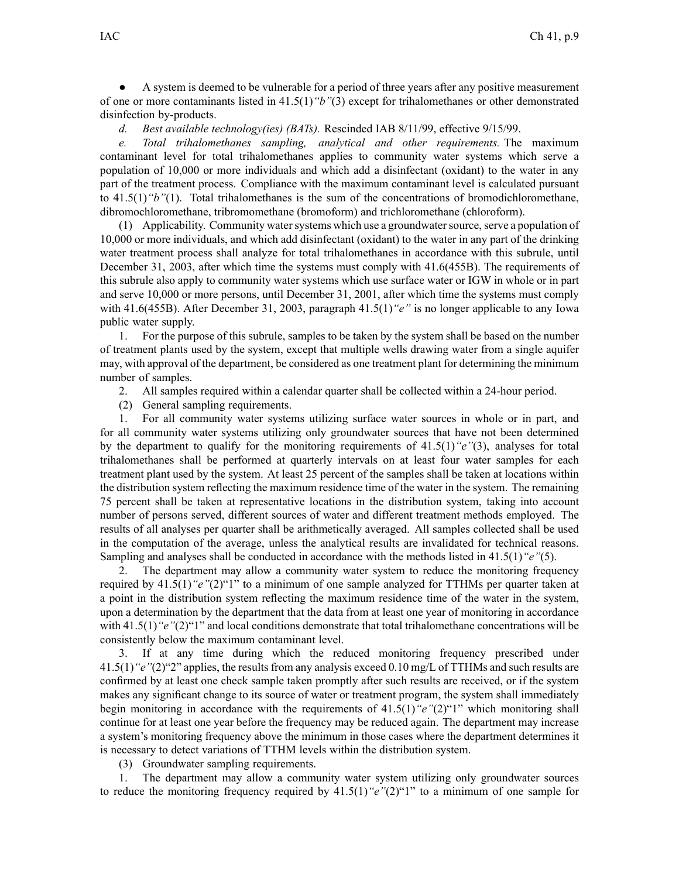- A system is deemed to be vulnerable for a period of three years after any positive measurement of one or more contaminants listed in 41.5(1)*"b"*(3) except for trihalomethanes or other demonstrated disinfection by-products.

*d. Best available technology(ies) (BATs).* Rescinded IAB 8/11/99, effective 9/15/99.

*e. Total trihalomethanes sampling, analytical and other requirements.* The maximum contaminant level for total trihalomethanes applies to community water systems which serve a population of 10,000 or more individuals and which add a disinfectant (oxidant) to the water in any part of the treatment process. Compliance with the maximum contaminant level is calculated pursuant to 41.5(1)*"b"*(1). Total trihalomethanes is the sum of the concentrations of bromodichloromethane, dibromochloromethane, tribromomethane (bromoform) and trichloromethane (chloroform).

(1) Applicability. Community water systems which use a groundwater source, serve a population of 10,000 or more individuals, and which add disinfectant (oxidant) to the water in any part of the drinking water treatment process shall analyze for total trihalomethanes in accordance with this subrule, until December 31, 2003, after which time the systems must comply with 41.6(455B). The requirements of this subrule also apply to community water systems which use surface water or IGW in whole or in part and serve 10,000 or more persons, until December 31, 2001, after which time the systems must comply with 41.6(455B). After December 31, 2003, paragraph 41.5(1)*"e"* is no longer applicable to any Iowa public water supply.

1. For the purpose of this subrule, samples to be taken by the system shall be based on the number of treatment plants used by the system, except that multiple wells drawing water from a single aquifer may, with approval of the department, be considered as one treatment plant for determining the minimum number of samples.

2. All samples required within a calendar quarter shall be collected within a 24-hour period.

(2) General sampling requirements.

1. For all community water systems utilizing surface water sources in whole or in part, and for all community water systems utilizing only groundwater sources that have not been determined by the department to qualify for the monitoring requirements of 41.5(1)*"e"*(3), analyses for total trihalomethanes shall be performed at quarterly intervals on at least four water samples for each treatment plant used by the system. At least 25 percent of the samples shall be taken at locations within the distribution system reflecting the maximum residence time of the water in the system. The remaining 75 percent shall be taken at representative locations in the distribution system, taking into account number of persons served, different sources of water and different treatment methods employed. The results of all analyses per quarter shall be arithmetically averaged. All samples collected shall be used in the computation of the average, unless the analytical results are invalidated for technical reasons. Sampling and analyses shall be conducted in accordance with the methods listed in 41.5(1)*"e"*(5).

2. The department may allow a community water system to reduce the monitoring frequency required by 41.5(1)*"e"*(2)"1" to a minimum of one sample analyzed for TTHMs per quarter taken at a point in the distribution system reflecting the maximum residence time of the water in the system, upon a determination by the department that the data from at least one year of monitoring in accordance with 41.5(1)*"e"*(2)"1" and local conditions demonstrate that total trihalomethane concentrations will be consistently below the maximum contaminant level.

3. If at any time during which the reduced monitoring frequency prescribed under 41.5(1)*"e"*(2)"2" applies, the results from any analysis exceed 0.10 mg/L of TTHMs and such results are confirmed by at least one check sample taken promptly after such results are received, or if the system makes any significant change to its source of water or treatment program, the system shall immediately begin monitoring in accordance with the requirements of 41.5(1)*"e"*(2)"1" which monitoring shall continue for at least one year before the frequency may be reduced again. The department may increase a system's monitoring frequency above the minimum in those cases where the department determines it is necessary to detect variations of TTHM levels within the distribution system.

(3) Groundwater sampling requirements.

1. The department may allow a community water system utilizing only groundwater sources to reduce the monitoring frequency required by 41.5(1)*"e"*(2)"1" to a minimum of one sample for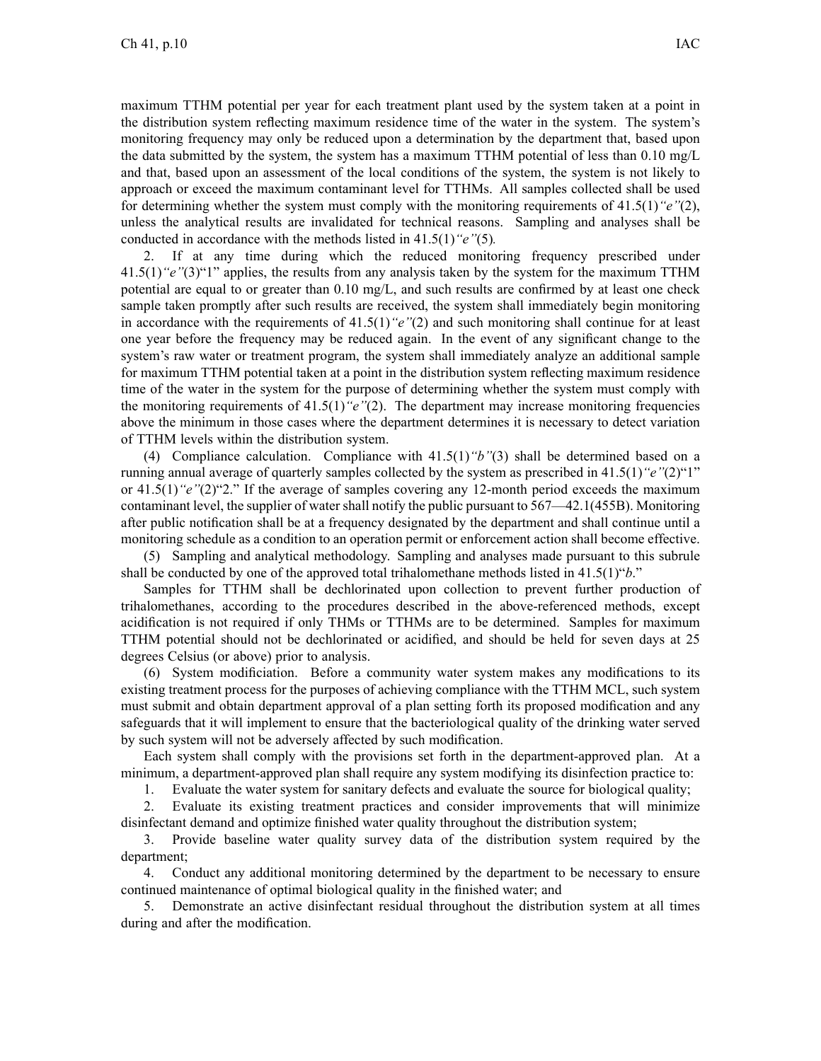maximum TTHM potential per year for each treatment plant used by the system taken at a point in the distribution system reflecting maximum residence time of the water in the system. The system's monitoring frequency may only be reduced upon a determination by the department that, based upon the data submitted by the system, the system has a maximum TTHM potential of less than 0.10 mg/L and that, based upon an assessment of the local conditions of the system, the system is not likely to approach or exceed the maximum contaminant level for TTHMs. All samples collected shall be used for determining whether the system must comply with the monitoring requirements of 41.5(1)*"e"*(2), unless the analytical results are invalidated for technical reasons. Sampling and analyses shall be conducted in accordance with the methods listed in 41.5(1)*"e"*(5).

2. If at any time during which the reduced monitoring frequency prescribed under 41.5(1)*"e"*(3)"1" applies, the results from any analysis taken by the system for the maximum TTHM potential are equal to or greater than 0.10 mg/L, and such results are confirmed by at least one check sample taken promptly after such results are received, the system shall immediately begin monitoring in accordance with the requirements of 41.5(1)*"e"*(2) and such monitoring shall continue for at least one year before the frequency may be reduced again. In the event of any significant change to the system's raw water or treatment program, the system shall immediately analyze an additional sample for maximum TTHM potential taken at a point in the distribution system reflecting maximum residence time of the water in the system for the purpose of determining whether the system must comply with the monitoring requirements of 41.5(1)*"e"*(2). The department may increase monitoring frequencies above the minimum in those cases where the department determines it is necessary to detect variation of TTHM levels within the distribution system.

(4) Compliance calculation. Compliance with 41.5(1)*"b"*(3) shall be determined based on a running annual average of quarterly samples collected by the system as prescribed in 41.5(1)*"e"*(2)"1" or 41.5(1)*"e"*(2)"2." If the average of samples covering any 12-month period exceeds the maximum contaminant level, the supplier of water shall notify the public pursuant to 567—42.1(455B). Monitoring after public notification shall be at a frequency designated by the department and shall continue until a monitoring schedule as a condition to an operation permit or enforcement action shall become effective.

(5) Sampling and analytical methodology. Sampling and analyses made pursuant to this subrule shall be conducted by one of the approved total trihalomethane methods listed in 41.5(1)"*b*."

Samples for TTHM shall be dechlorinated upon collection to prevent further production of trihalomethanes, according to the procedures described in the above-referenced methods, except acidification is not required if only THMs or TTHMs are to be determined. Samples for maximum TTHM potential should not be dechlorinated or acidified, and should be held for seven days at 25 degrees Celsius (or above) prior to analysis.

(6) System modification. Before a community water system makes any modifications to its existing treatment process for the purposes of achieving compliance with the TTHM MCL, such system must submit and obtain department approval of a plan setting forth its proposed modification and any safeguards that it will implement to ensure that the bacteriological quality of the drinking water served by such system will not be adversely affected by such modification.

Each system shall comply with the provisions set forth in the department-approved plan. At a minimum, a department-approved plan shall require any system modifying its disinfection practice to:

1. Evaluate the water system for sanitary defects and evaluate the source for biological quality;

2. Evaluate its existing treatment practices and consider improvements that will minimize disinfectant demand and optimize finished water quality throughout the distribution system;

3. Provide baseline water quality survey data of the distribution system required by the department;

4. Conduct any additional monitoring determined by the department to be necessary to ensure continued maintenance of optimal biological quality in the finished water; and

5. Demonstrate an active disinfectant residual throughout the distribution system at all times during and after the modification.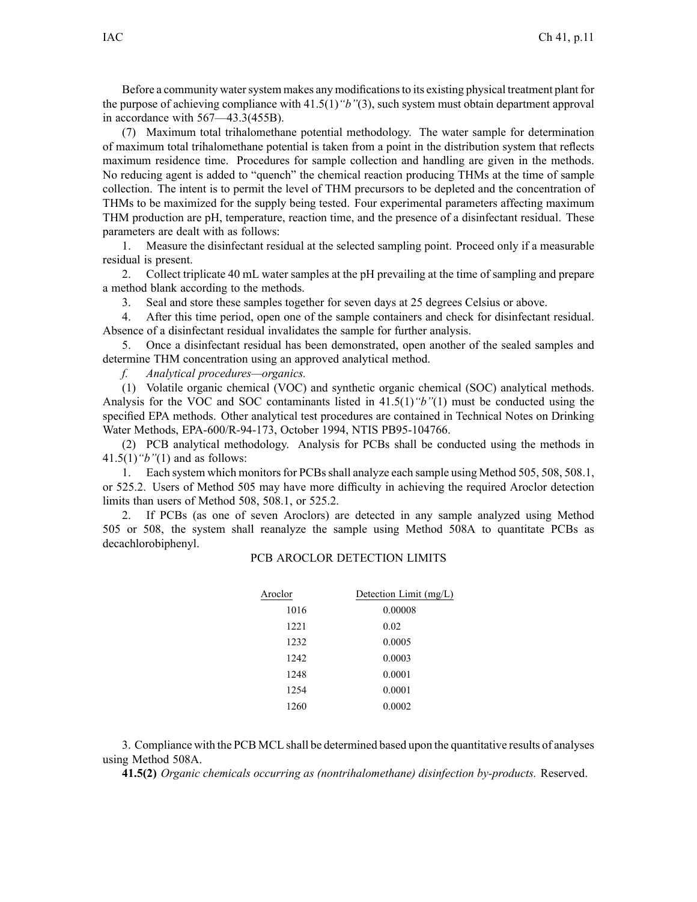Before a community water system makes any modifications to its existing physical treatment plant for the purpose of achieving compliance with 41.5(1)*"b"*(3), such system must obtain department approval in accordance with 567—43.3(455B).

(7) Maximum total trihalomethane potential methodology. The water sample for determination of maximum total trihalomethane potential is taken from a point in the distribution system that reflects maximum residence time. Procedures for sample collection and handling are given in the methods. No reducing agent is added to "quench" the chemical reaction producing THMs at the time of sample collection. The intent is to permit the level of THM precursors to be depleted and the concentration of THMs to be maximized for the supply being tested. Four experimental parameters affecting maximum THM production are pH, temperature, reaction time, and the presence of a disinfectant residual. These parameters are dealt with as follows:

1. Measure the disinfectant residual at the selected sampling point. Proceed only if a measurable residual is present.

2. Collect triplicate 40 mL water samples at the pH prevailing at the time of sampling and prepare a method blank according to the methods.

3. Seal and store these samples together for seven days at 25 degrees Celsius or above.

4. After this time period, open one of the sample containers and check for disinfectant residual. Absence of a disinfectant residual invalidates the sample for further analysis.

5. Once a disinfectant residual has been demonstrated, open another of the sealed samples and determine THM concentration using an approved analytical method.

*f. Analytical procedures—organics.*

(1) Volatile organic chemical (VOC) and synthetic organic chemical (SOC) analytical methods. Analysis for the VOC and SOC contaminants listed in 41.5(1)*"b"*(1) must be conducted using the specified EPA methods. Other analytical test procedures are contained in Technical Notes on Drinking Water Methods, EPA-600/R-94-173, October 1994, NTIS PB95-104766.

(2) PCB analytical methodology. Analysis for PCBs shall be conducted using the methods in 41.5(1)*"b"*(1) and as follows:

1. Each system which monitors for PCBs shall analyze each sample using Method 505, 508, 508.1, or 525.2. Users of Method 505 may have more difficulty in achieving the required Aroclor detection limits than users of Method 508, 508.1, or 525.2.

2. If PCBs (as one of seven Aroclors) are detected in any sample analyzed using Method 505 or 508, the system shall reanalyze the sample using Method 508A to quantitate PCBs as decachlorobiphenyl.

PCB AROCLOR DETECTION LIMITS

| Aroclor | Detection Limit (mg/L) |
|---|---|
| 1016 | 0.00008 |
| 1221 | 0.02 |
| 1232 | 0.0005 |
| 1242 | 0.0003 |
| 1248 | 0.0001 |
| 1254 | 0.0001 |
| 1260 | 0.0002 |

3. Compliance with the PCB MCL shall be determined based upon the quantitative results of analyses using Method 508A.

**41.5(2)** *Organic chemicals occurring as (nontrihalomethane) disinfection by-products.* Reserved.